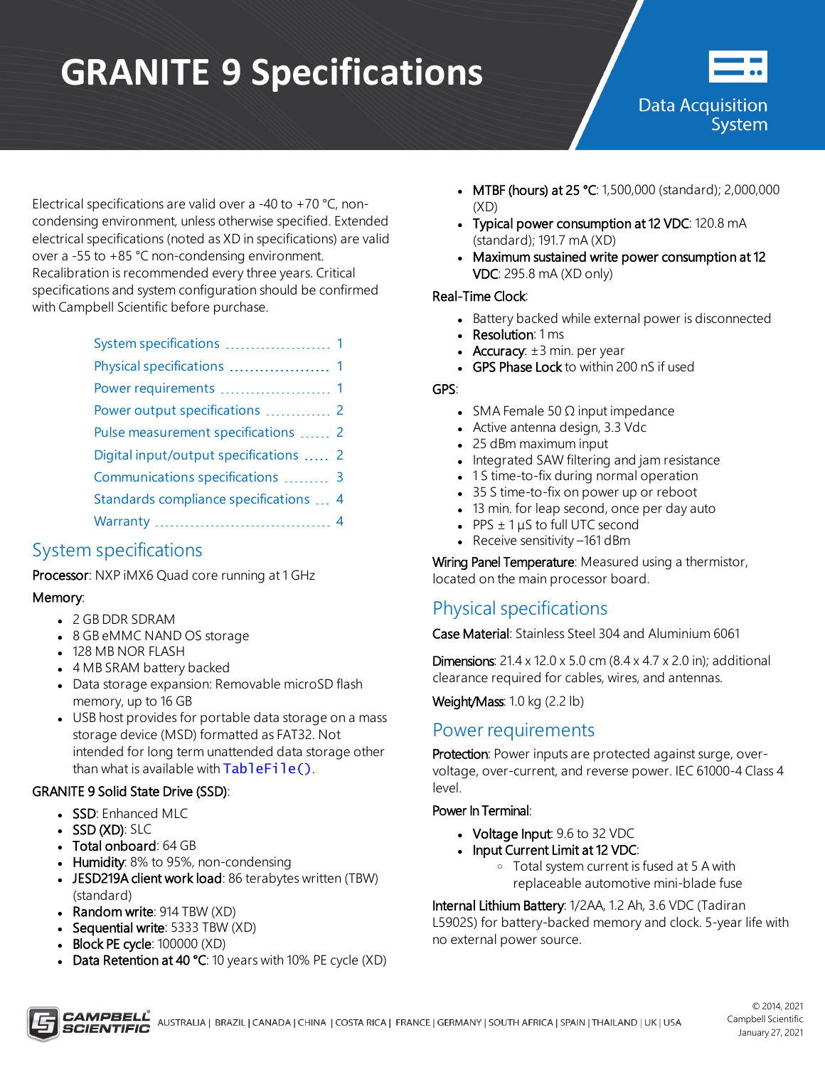# GRANITE 9 Specifications

Data Acquisition System

Electrical specifications are valid over a -40 to +70 °C, non-condensing environment, unless otherwise specified. Extended electrical specifications (noted as XD in specifications) are valid over a -55 to +85 °C non-condensing environment. Recalibration is recommended every three years. Critical specifications and system configuration should be confirmed with Campbell Scientific before purchase.

- System specifications ........ 1
- Physical specifications ........ 1
- Power requirements ........ 1
- Power output specifications ........ 2
- Pulse measurement specifications ........ 2
- Digital input/output specifications ........ 2
- Communications specifications ........ 3
- Standards compliance specifications ........ 4
- Warranty ........ 4

## System specifications

**Processor**: NXP iMX6 Quad core running at 1 GHz

**Memory**:

- 2 GB DDR SDRAM
- 8 GB eMMC NAND OS storage
- 128 MB NOR FLASH
- 4 MB SRAM battery backed
- Data storage expansion: Removable microSD flash memory, up to 16 GB
- USB host provides for portable data storage on a mass storage device (MSD) formatted as FAT32. Not intended for long term unattended data storage other than what is available with `TableFile()`.

**GRANITE 9 Solid State Drive (SSD)**:

- **SSD**: Enhanced MLC
- **SSD (XD)**: SLC
- **Total onboard**: 64 GB
- **Humidity**: 8% to 95%, non-condensing
- **JESD219A client work load**: 86 terabytes written (TBW) (standard)
- **Random write**: 914 TBW (XD)
- **Sequential write**: 5333 TBW (XD)
- **Block PE cycle**: 100000 (XD)
- **Data Retention at 40 °C**: 10 years with 10% PE cycle (XD)
- **MTBF (hours) at 25 °C**: 1,500,000 (standard); 2,000,000 (XD)
- **Typical power consumption at 12 VDC**: 120.8 mA (standard); 191.7 mA (XD)
- **Maximum sustained write power consumption at 12 VDC**: 295.8 mA (XD only)

**Real-Time Clock**:

- Battery backed while external power is disconnected
- **Resolution**: 1 ms
- **Accuracy**: ±3 min. per year
- **GPS Phase Lock** to within 200 nS if used

**GPS**:

- SMA Female 50 Ω input impedance
- Active antenna design, 3.3 Vdc
- 25 dBm maximum input
- Integrated SAW filtering and jam resistance
- 1 S time-to-fix during normal operation
- 35 S time-to-fix on power up or reboot
- 13 min. for leap second, once per day auto
- PPS ± 1 µS to full UTC second
- Receive sensitivity –161 dBm

**Wiring Panel Temperature**: Measured using a thermistor, located on the main processor board.

## Physical specifications

**Case Material**: Stainless Steel 304 and Aluminium 6061

**Dimensions**: 21.4 x 12.0 x 5.0 cm (8.4 x 4.7 x 2.0 in); additional clearance required for cables, wires, and antennas.

**Weight/Mass**: 1.0 kg (2.2 lb)

## Power requirements

**Protection**: Power inputs are protected against surge, over-voltage, over-current, and reverse power. IEC 61000-4 Class 4 level.

**Power In Terminal**:

- **Voltage Input**: 9.6 to 32 VDC
- **Input Current Limit at 12 VDC**:
  - Total system current is fused at 5 A with replaceable automotive mini-blade fuse

**Internal Lithium Battery**: 1/2AA, 1.2 Ah, 3.6 VDC (Tadiran L5902S) for battery-backed memory and clock. 5-year life with no external power source.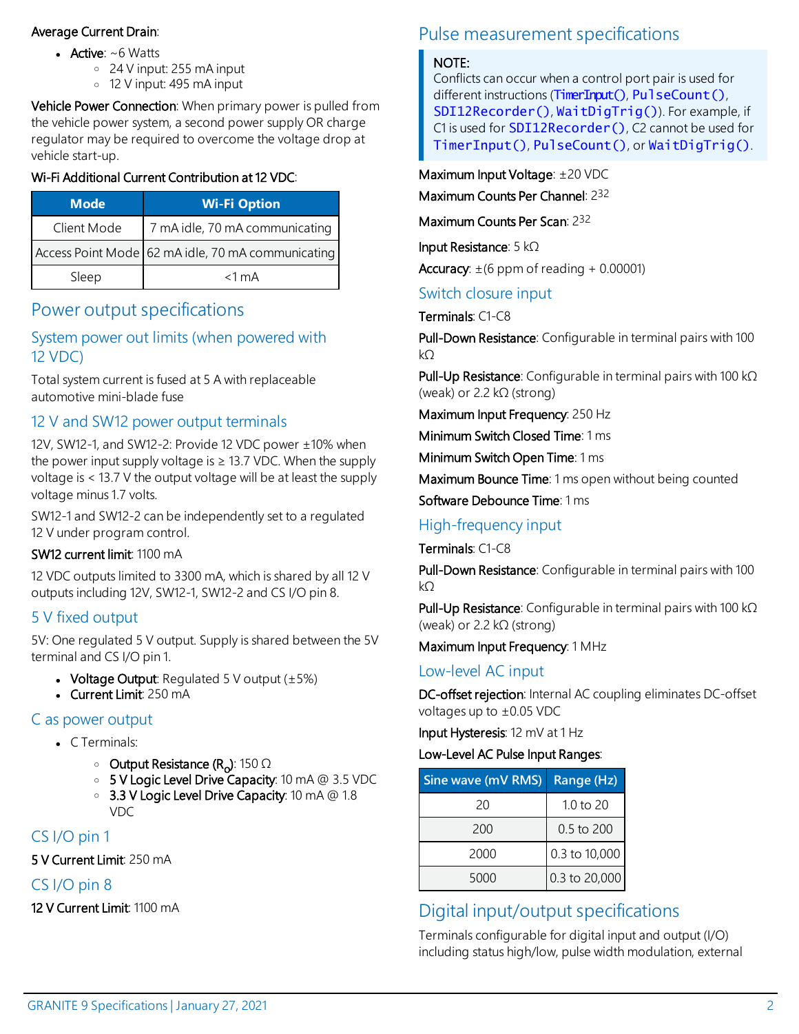**Average Current Drain**:

- **Active**: ~6 Watts
  - 24 V input: 255 mA input
  - 12 V input: 495 mA input

**Vehicle Power Connection**: When primary power is pulled from the vehicle power system, a second power supply OR charge regulator may be required to overcome the voltage drop at vehicle start-up.

**Wi-Fi Additional Current Contribution at 12 VDC**:

| Mode | Wi-Fi Option |
|---|---|
| Client Mode | 7 mA idle, 70 mA communicating |
| Access Point Mode | 62 mA idle, 70 mA communicating |
| Sleep | <1 mA |

# Power output specifications

## System power out limits (when powered with 12 VDC)

Total system current is fused at 5 A with replaceable automotive mini-blade fuse

## 12 V and SW12 power output terminals

12V, SW12-1, and SW12-2: Provide 12 VDC power ±10% when the power input supply voltage is ≥ 13.7 VDC. When the supply voltage is < 13.7 V the output voltage will be at least the supply voltage minus 1.7 volts.

SW12-1 and SW12-2 can be independently set to a regulated 12 V under program control.

**SW12 current limit**: 1100 mA

12 VDC outputs limited to 3300 mA, which is shared by all 12 V outputs including 12V, SW12-1, SW12-2 and CS I/O pin 8.

## 5 V fixed output

5V: One regulated 5 V output. Supply is shared between the 5V terminal and CS I/O pin 1.

- **Voltage Output**: Regulated 5 V output (±5%)
- **Current Limit**: 250 mA

## C as power output

- C Terminals:
  - **Output Resistance ($R_o$)**: 150 Ω
  - **5 V Logic Level Drive Capacity**: 10 mA @ 3.5 VDC
  - **3.3 V Logic Level Drive Capacity**: 10 mA @ 1.8 VDC

## CS I/O pin 1

**5 V Current Limit**: 250 mA

## CS I/O pin 8

**12 V Current Limit**: 1100 mA

# Pulse measurement specifications

> **NOTE:**
> Conflicts can occur when a control port pair is used for different instructions (`TimerInput()`, `PulseCount()`, `SDI12Recorder()`, `WaitDigTrig()`). For example, if C1 is used for `SDI12Recorder()`, C2 cannot be used for `TimerInput()`, `PulseCount()`, or `WaitDigTrig()`.

**Maximum Input Voltage**: ±20 VDC

**Maximum Counts Per Channel**: $2^{32}$

**Maximum Counts Per Scan**: $2^{32}$

**Input Resistance**: 5 kΩ

**Accuracy**: ±(6 ppm of reading + 0.00001)

## Switch closure input

**Terminals**: C1-C8

**Pull-Down Resistance**: Configurable in terminal pairs with 100 kΩ

**Pull-Up Resistance**: Configurable in terminal pairs with 100 kΩ (weak) or 2.2 kΩ (strong)

**Maximum Input Frequency**: 250 Hz

**Minimum Switch Closed Time**: 1 ms

**Minimum Switch Open Time**: 1 ms

**Maximum Bounce Time**: 1 ms open without being counted

**Software Debounce Time**: 1 ms

## High-frequency input

**Terminals**: C1-C8

**Pull-Down Resistance**: Configurable in terminal pairs with 100 kΩ

**Pull-Up Resistance**: Configurable in terminal pairs with 100 kΩ (weak) or 2.2 kΩ (strong)

**Maximum Input Frequency**: 1 MHz

## Low-level AC input

**DC-offset rejection**: Internal AC coupling eliminates DC-offset voltages up to ±0.05 VDC

**Input Hysteresis**: 12 mV at 1 Hz

**Low-Level AC Pulse Input Ranges**:

| Sine wave (mV RMS) | Range (Hz) |
|---|---|
| 20 | 1.0 to 20 |
| 200 | 0.5 to 200 |
| 2000 | 0.3 to 10,000 |
| 5000 | 0.3 to 20,000 |

# Digital input/output specifications

Terminals configurable for digital input and output (I/O) including status high/low, pulse width modulation, external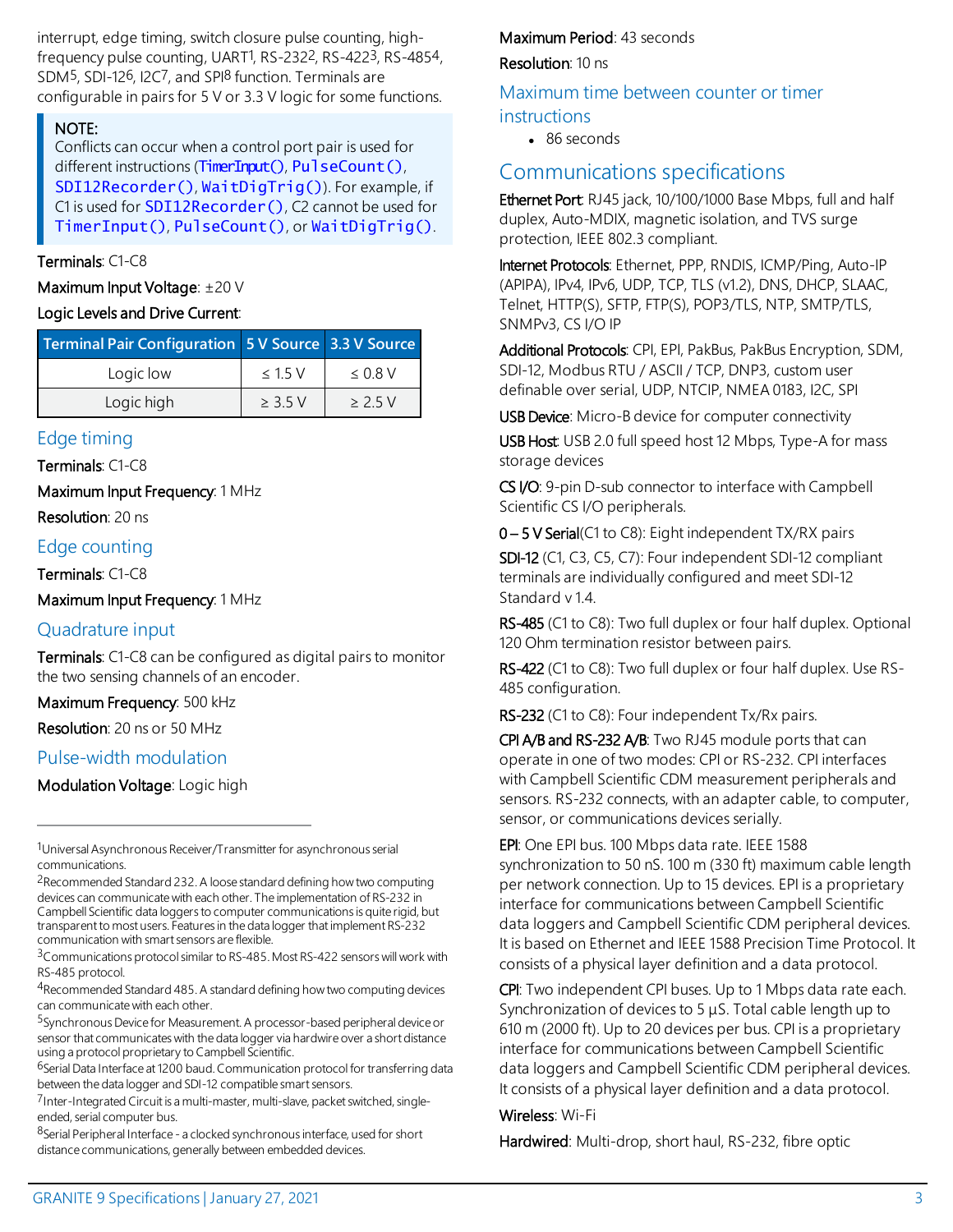interrupt, edge timing, switch closure pulse counting, high-frequency pulse counting, UART[1], RS-232[2], RS-422[3], RS-485[4], SDM[5], SDI-12[6], I2C[7], and SPI[8] function. Terminals are configurable in pairs for 5 V or 3.3 V logic for some functions.

> **NOTE:**
> Conflicts can occur when a control port pair is used for different instructions (`TimerInput()`, `PulseCount()`, `SDI12Recorder()`, `WaitDigTrig()`). For example, if C1 is used for `SDI12Recorder()`, C2 cannot be used for `TimerInput()`, `PulseCount()`, or `WaitDigTrig()`.

**Terminals**: C1-C8

**Maximum Input Voltage**: ±20 V

**Logic Levels and Drive Current**:

| Terminal Pair Configuration | 5 V Source | 3.3 V Source |
|---|---|---|
| Logic low | ≤ 1.5 V | ≤ 0.8 V |
| Logic high | ≥ 3.5 V | ≥ 2.5 V |

## Edge timing

**Terminals**: C1-C8

**Maximum Input Frequency**: 1 MHz

**Resolution**: 20 ns

## Edge counting

**Terminals**: C1-C8

**Maximum Input Frequency**: 1 MHz

## Quadrature input

**Terminals**: C1-C8 can be configured as digital pairs to monitor the two sensing channels of an encoder.

**Maximum Frequency**: 500 kHz

**Resolution**: 20 ns or 50 MHz

## Pulse-width modulation

**Modulation Voltage**: Logic high

**Maximum Period**: 43 seconds

**Resolution**: 10 ns

## Maximum time between counter or timer instructions

- 86 seconds

## Communications specifications

**Ethernet Port**: RJ45 jack, 10/100/1000 Base Mbps, full and half duplex, Auto-MDIX, magnetic isolation, and TVS surge protection, IEEE 802.3 compliant.

**Internet Protocols**: Ethernet, PPP, RNDIS, ICMP/Ping, Auto-IP (APIPA), IPv4, IPv6, UDP, TCP, TLS (v1.2), DNS, DHCP, SLAAC, Telnet, HTTP(S), SFTP, FTP(S), POP3/TLS, NTP, SMTP/TLS, SNMPv3, CS I/O IP

**Additional Protocols**: CPI, EPI, PakBus, PakBus Encryption, SDM, SDI-12, Modbus RTU / ASCII / TCP, DNP3, custom user definable over serial, UDP, NTCIP, NMEA 0183, I2C, SPI

**USB Device**: Micro-B device for computer connectivity

**USB Host**: USB 2.0 full speed host 12 Mbps, Type-A for mass storage devices

**CS I/O**: 9-pin D-sub connector to interface with Campbell Scientific CS I/O peripherals.

**0 – 5 V Serial**(C1 to C8): Eight independent TX/RX pairs

**SDI-12** (C1, C3, C5, C7): Four independent SDI-12 compliant terminals are individually configured and meet SDI-12 Standard v 1.4.

**RS-485** (C1 to C8): Two full duplex or four half duplex. Optional 120 Ohm termination resistor between pairs.

**RS-422** (C1 to C8): Two full duplex or four half duplex. Use RS-485 configuration.

**RS-232** (C1 to C8): Four independent Tx/Rx pairs.

**CPI A/B and RS-232 A/B**: Two RJ45 module ports that can operate in one of two modes: CPI or RS-232. CPI interfaces with Campbell Scientific CDM measurement peripherals and sensors. RS-232 connects, with an adapter cable, to computer, sensor, or communications devices serially.

**EPI**: One EPI bus. 100 Mbps data rate. IEEE 1588 synchronization to 50 nS. 100 m (330 ft) maximum cable length per network connection. Up to 15 devices. EPI is a proprietary interface for communications between Campbell Scientific data loggers and Campbell Scientific CDM peripheral devices. It is based on Ethernet and IEEE 1588 Precision Time Protocol. It consists of a physical layer definition and a data protocol.

**CPI**: Two independent CPI buses. Up to 1 Mbps data rate each. Synchronization of devices to 5 µS. Total cable length up to 610 m (2000 ft). Up to 20 devices per bus. CPI is a proprietary interface for communications between Campbell Scientific data loggers and Campbell Scientific CDM peripheral devices. It consists of a physical layer definition and a data protocol.

**Wireless**: Wi-Fi

**Hardwired**: Multi-drop, short haul, RS-232, fibre optic

---

[1] Universal Asynchronous Receiver/Transmitter for asynchronous serial communications.

[2] Recommended Standard 232. A loose standard defining how two computing devices can communicate with each other. The implementation of RS-232 in Campbell Scientific data loggers to computer communications is quite rigid, but transparent to most users. Features in the data logger that implement RS-232 communication with smart sensors are flexible.

[3] Communications protocol similar to RS-485. Most RS-422 sensors will work with RS-485 protocol.

[4] Recommended Standard 485. A standard defining how two computing devices can communicate with each other.

[5] Synchronous Device for Measurement. A processor-based peripheral device or sensor that communicates with the data logger via hardwire over a short distance using a protocol proprietary to Campbell Scientific.

[6] Serial Data Interface at 1200 baud. Communication protocol for transferring data between the data logger and SDI-12 compatible smart sensors.

[7] Inter-Integrated Circuit is a multi-master, multi-slave, packet switched, single-ended, serial computer bus.

[8] Serial Peripheral Interface - a clocked synchronous interface, used for short distance communications, generally between embedded devices.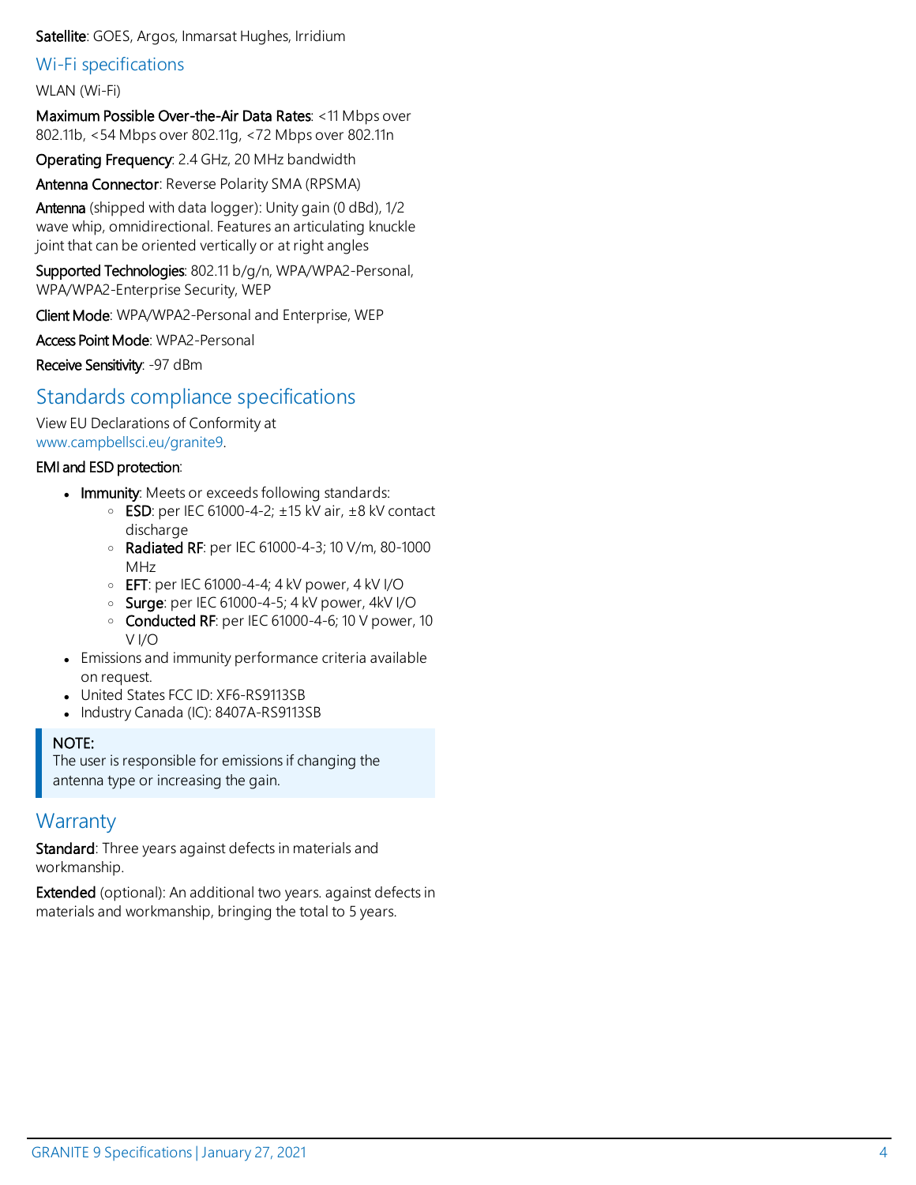**Satellite**: GOES, Argos, Inmarsat Hughes, Irridium

## Wi-Fi specifications

WLAN (Wi-Fi)

**Maximum Possible Over-the-Air Data Rates**: <11 Mbps over 802.11b, <54 Mbps over 802.11g, <72 Mbps over 802.11n

**Operating Frequency**: 2.4 GHz, 20 MHz bandwidth

**Antenna Connector**: Reverse Polarity SMA (RPSMA)

**Antenna** (shipped with data logger): Unity gain (0 dBd), 1/2 wave whip, omnidirectional. Features an articulating knuckle joint that can be oriented vertically or at right angles

**Supported Technologies**: 802.11 b/g/n, WPA/WPA2-Personal, WPA/WPA2-Enterprise Security, WEP

**Client Mode**: WPA/WPA2-Personal and Enterprise, WEP

**Access Point Mode**: WPA2-Personal

**Receive Sensitivity**: -97 dBm

# Standards compliance specifications

View EU Declarations of Conformity at www.campbellsci.eu/granite9.

**EMI and ESD protection**:

- **Immunity**: Meets or exceeds following standards:
  - **ESD**: per IEC 61000-4-2; ±15 kV air, ±8 kV contact discharge
  - **Radiated RF**: per IEC 61000-4-3; 10 V/m, 80-1000 MHz
  - **EFT**: per IEC 61000-4-4; 4 kV power, 4 kV I/O
  - **Surge**: per IEC 61000-4-5; 4 kV power, 4kV I/O
  - **Conducted RF**: per IEC 61000-4-6; 10 V power, 10 V I/O
- Emissions and immunity performance criteria available on request.
- United States FCC ID: XF6-RS9113SB
- Industry Canada (IC): 8407A-RS9113SB

> **NOTE:**
> The user is responsible for emissions if changing the antenna type or increasing the gain.

# Warranty

**Standard**: Three years against defects in materials and workmanship.

**Extended** (optional): An additional two years. against defects in materials and workmanship, bringing the total to 5 years.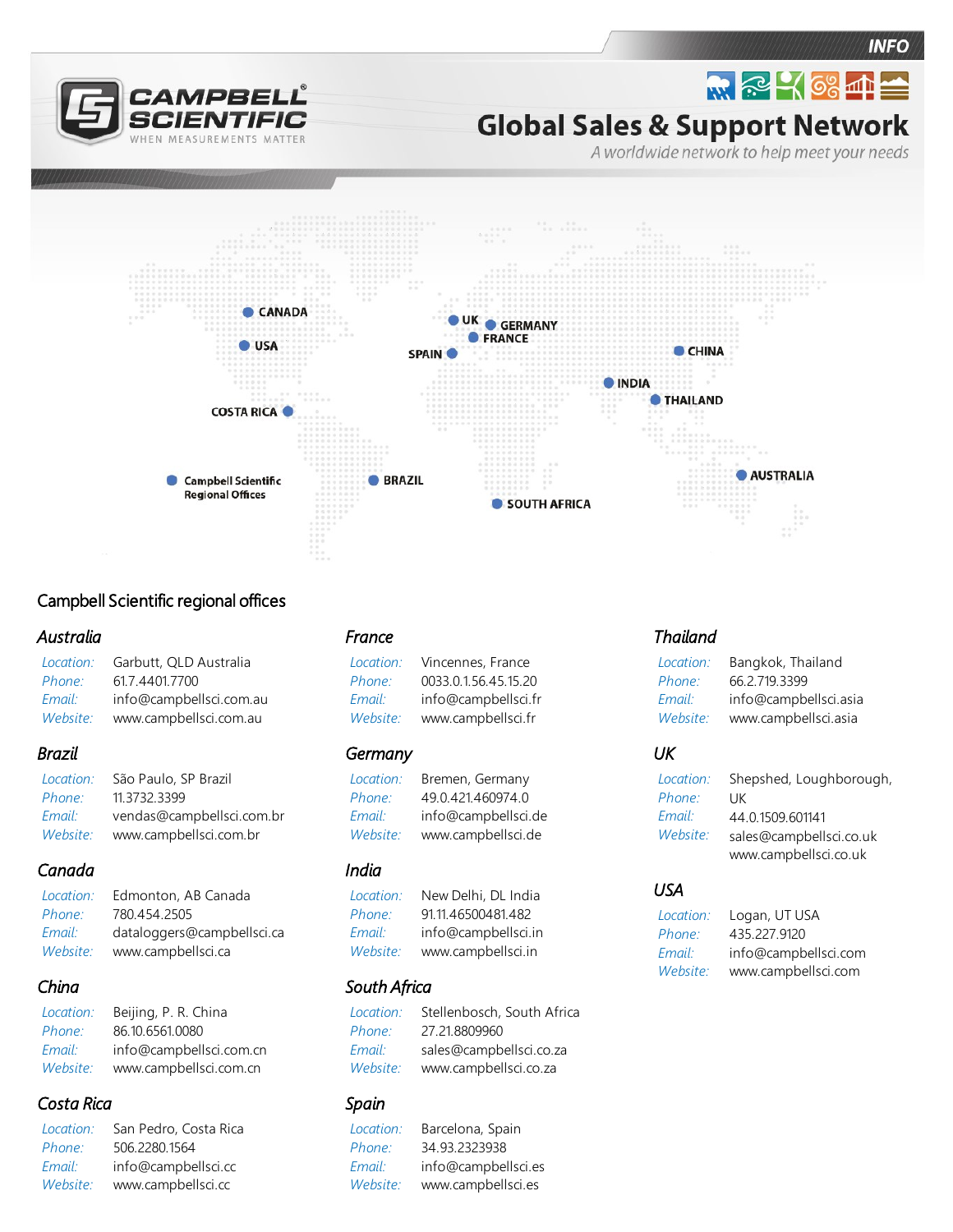INFO

CAMPBELL SCIENTIFIC
WHEN MEASUREMENTS MATTER

# Global Sales & Support Network

*A worldwide network to help meet your needs*

CANADA
USA
COSTA RICA
UK
GERMANY
FRANCE
SPAIN
CHINA
INDIA
THAILAND
BRAZIL
SOUTH AFRICA
AUSTRALIA
Campbell Scientific Regional Offices

## Campbell Scientific regional offices

### *Australia*

*Location:* Garbutt, QLD Australia
*Phone:* 61.7.4401.7700
*Email:* info@campbellsci.com.au
*Website:* www.campbellsci.com.au

### *Brazil*

*Location:* São Paulo, SP Brazil
*Phone:* 11.3732.3399
*Email:* vendas@campbellsci.com.br
*Website:* www.campbellsci.com.br

### *Canada*

*Location:* Edmonton, AB Canada
*Phone:* 780.454.2505
*Email:* dataloggers@campbellsci.ca
*Website:* www.campbellsci.ca

### *China*

*Location:* Beijing, P. R. China
*Phone:* 86.10.6561.0080
*Email:* info@campbellsci.com.cn
*Website:* www.campbellsci.com.cn

### *Costa Rica*

*Location:* San Pedro, Costa Rica
*Phone:* 506.2280.1564
*Email:* info@campbellsci.cc
*Website:* www.campbellsci.cc

### *France*

*Location:* Vincennes, France
*Phone:* 0033.0.1.56.45.15.20
*Email:* info@campbellsci.fr
*Website:* www.campbellsci.fr

### *Germany*

*Location:* Bremen, Germany
*Phone:* 49.0.421.460974.0
*Email:* info@campbellsci.de
*Website:* www.campbellsci.de

### *India*

*Location:* New Delhi, DL India
*Phone:* 91.11.46500481.482
*Email:* info@campbellsci.in
*Website:* www.campbellsci.in

### *South Africa*

*Location:* Stellenbosch, South Africa
*Phone:* 27.21.8809960
*Email:* sales@campbellsci.co.za
*Website:* www.campbellsci.co.za

### *Spain*

*Location:* Barcelona, Spain
*Phone:* 34.93.2323938
*Email:* info@campbellsci.es
*Website:* www.campbellsci.es

### *Thailand*

*Location:* Bangkok, Thailand
*Phone:* 66.2.719.3399
*Email:* info@campbellsci.asia
*Website:* www.campbellsci.asia

### *UK*

*Location:* Shepshed, Loughborough, UK
*Phone:* 44.0.1509.601141
*Email:* sales@campbellsci.co.uk
*Website:* www.campbellsci.co.uk

### *USA*

*Location:* Logan, UT USA
*Phone:* 435.227.9120
*Email:* info@campbellsci.com
*Website:* www.campbellsci.com